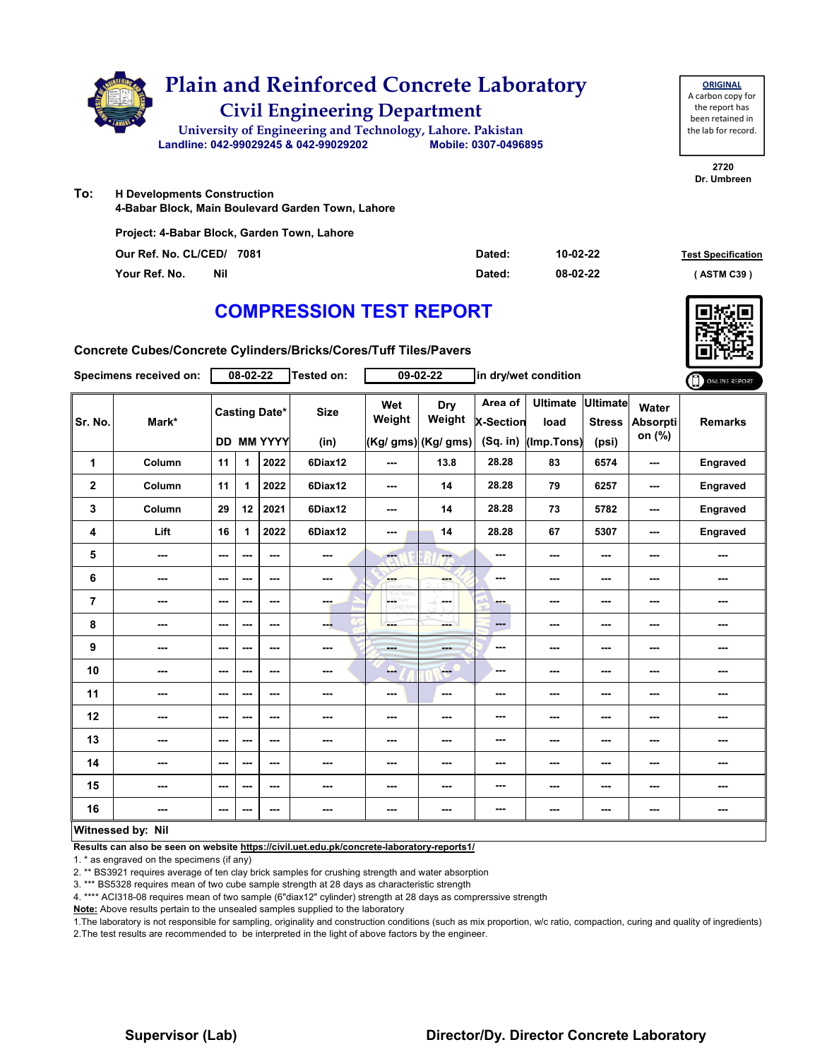# Plain and Reinforced Concrete Laboratory

## Civil Engineering Department

University of Engineering and Technology, Lahore. Pakistan

Landline: 042-99029245 & 042-99029202 Mobile: 0307-0496895

**ORIGINAL**
A carbon copy for the report has been retained in the lab for record.

2720
Dr. Umbreen

**To:** H Developments Construction
4-Babar Block, Main Boulevard Garden Town, Lahore

Project: 4-Babar Block, Garden Town, Lahore

Our Ref. No. CL/CED/ 7081 Dated: 10-02-22

Your Ref. No. Nil Dated: 08-02-22

Test Specification (ASTM C39)

# COMPRESSION TEST REPORT

**Concrete Cubes/Concrete Cylinders/Bricks/Cores/Tuff Tiles/Pavers**

Specimens received on: 08-02-22 Tested on: 09-02-22 in dry/wet condition

| Sr. No. | Mark* | Casting Date* DD | MM | YYYY | Size (in) | Wet Weight (Kg/ gms) | Dry Weight (Kg/ gms) | Area of X-Section (Sq. in) | Ultimate load (Imp.Tons) | Ultimate Stress (psi) | Water Absorption (%) | Remarks |
|---|---|---|---|---|---|---|---|---|---|---|---|---|
| 1 | Column | 11 | 1 | 2022 | 6Diax12 | --- | 13.8 | 28.28 | 83 | 6574 | --- | Engraved |
| 2 | Column | 11 | 1 | 2022 | 6Diax12 | --- | 14 | 28.28 | 79 | 6257 | --- | Engraved |
| 3 | Column | 29 | 12 | 2021 | 6Diax12 | --- | 14 | 28.28 | 73 | 5782 | --- | Engraved |
| 4 | Lift | 16 | 1 | 2022 | 6Diax12 | --- | 14 | 28.28 | 67 | 5307 | --- | Engraved |
| 5 | --- | --- | --- | --- | --- | --- | --- | --- | --- | --- | --- | --- |
| 6 | --- | --- | --- | --- | --- | --- | --- | --- | --- | --- | --- | --- |
| 7 | --- | --- | --- | --- | --- | --- | --- | --- | --- | --- | --- | --- |
| 8 | --- | --- | --- | --- | --- | --- | --- | --- | --- | --- | --- | --- |
| 9 | --- | --- | --- | --- | --- | --- | --- | --- | --- | --- | --- | --- |
| 10 | --- | --- | --- | --- | --- | --- | --- | --- | --- | --- | --- | --- |
| 11 | --- | --- | --- | --- | --- | --- | --- | --- | --- | --- | --- | --- |
| 12 | --- | --- | --- | --- | --- | --- | --- | --- | --- | --- | --- | --- |
| 13 | --- | --- | --- | --- | --- | --- | --- | --- | --- | --- | --- | --- |
| 14 | --- | --- | --- | --- | --- | --- | --- | --- | --- | --- | --- | --- |
| 15 | --- | --- | --- | --- | --- | --- | --- | --- | --- | --- | --- | --- |
| 16 | --- | --- | --- | --- | --- | --- | --- | --- | --- | --- | --- | --- |

**Witnessed by: Nil**

**Results can also be seen on website https://civil.uet.edu.pk/concrete-laboratory-reports1/**

1. * as engraved on the specimens (if any)
2. ** BS3921 requires average of ten clay brick samples for crushing strength and water absorption
3. *** BS5328 requires mean of two cube sample strength at 28 days as characteristic strength
4. **** ACI318-08 requires mean of two sample (6"diax12" cylinder) strength at 28 days as comprerssive strength

**Note:** Above results pertain to the unsealed samples supplied to the laboratory

1.The laboratory is not responsible for sampling, originality and construction conditions (such as mix proportion, w/c ratio, compaction, curing and quality of ingredients)
2.The test results are recommended to be interpreted in the light of above factors by the engineer.

**Supervisor (Lab)** **Director/Dy. Director Concrete Laboratory**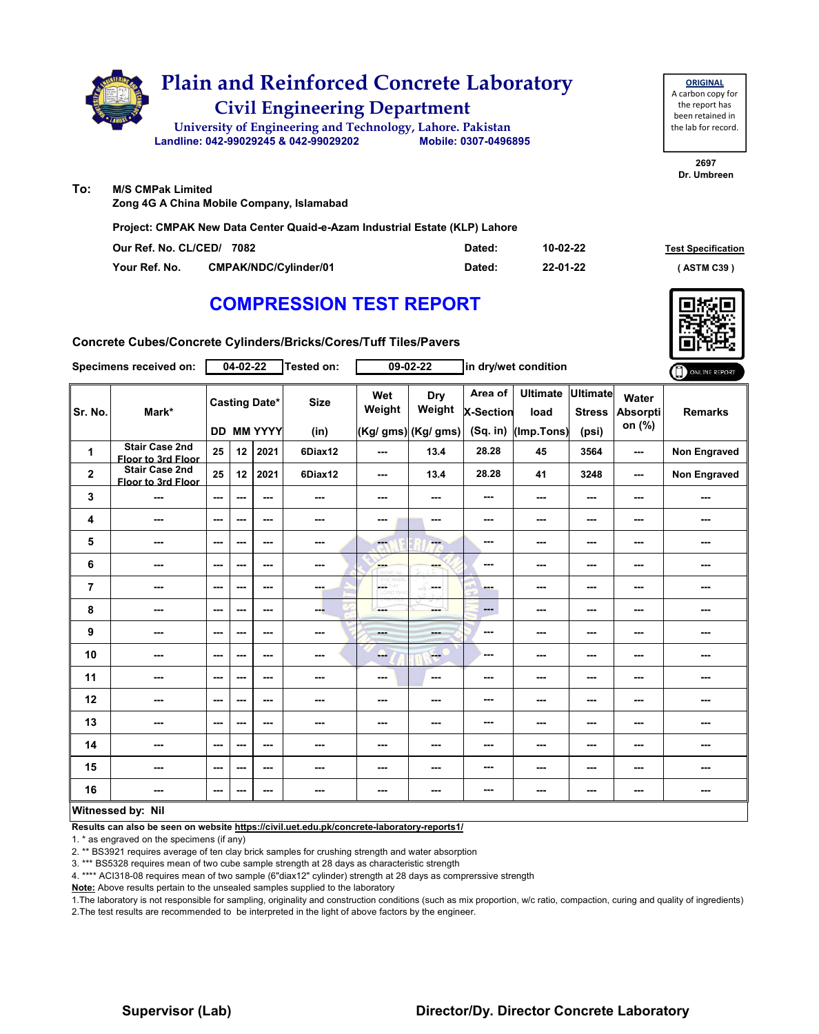# Plain and Reinforced Concrete Laboratory

## Civil Engineering Department

University of Engineering and Technology, Lahore. Pakistan

Landline: 042-99029245 & 042-99029202 Mobile: 0307-0496895

**ORIGINAL**
A carbon copy for the report has been retained in the lab for record.

2697
Dr. Umbreen

**To:** M/S CMPak Limited
Zong 4G A China Mobile Company, Islamabad

**Project: CMPAK New Data Center Quaid-e-Azam Industrial Estate (KLP) Lahore**

| | | | |
|---|---|---|---|
| Our Ref. No. CL/CED/ 7082 | Dated: | 10-02-22 | **Test Specification** |
| Your Ref. No. CMPAK/NDC/Cylinder/01 | Dated: | 22-01-22 | ( ASTM C39 ) |

# COMPRESSION TEST REPORT

**Concrete Cubes/Concrete Cylinders/Bricks/Cores/Tuff Tiles/Pavers**

**Specimens received on:** 04-02-22 **Tested on:** 09-02-22 **in dry/wet condition**

ONLINE REPORT

| Sr. No. | Mark* | Casting Date* DD | MM | YYYY | Size (in) | Wet Weight (Kg/ gms) | Dry Weight (Kg/ gms) | Area of X-Section (Sq. in) | Ultimate load (Imp.Tons) | Ultimate Stress (psi) | Water Absorption (%) | Remarks |
|---|---|---|---|---|---|---|---|---|---|---|---|---|
| 1 | Stair Case 2nd Floor to 3rd Floor | 25 | 12 | 2021 | 6Diax12 | --- | 13.4 | 28.28 | 45 | 3564 | --- | Non Engraved |
| 2 | Stair Case 2nd Floor to 3rd Floor | 25 | 12 | 2021 | 6Diax12 | --- | 13.4 | 28.28 | 41 | 3248 | --- | Non Engraved |
| 3 | --- | --- | --- | --- | --- | --- | --- | --- | --- | --- | --- | --- |
| 4 | --- | --- | --- | --- | --- | --- | --- | --- | --- | --- | --- | --- |
| 5 | --- | --- | --- | --- | --- | --- | --- | --- | --- | --- | --- | --- |
| 6 | --- | --- | --- | --- | --- | --- | --- | --- | --- | --- | --- | --- |
| 7 | --- | --- | --- | --- | --- | --- | --- | --- | --- | --- | --- | --- |
| 8 | --- | --- | --- | --- | --- | --- | --- | --- | --- | --- | --- | --- |
| 9 | --- | --- | --- | --- | --- | --- | --- | --- | --- | --- | --- | --- |
| 10 | --- | --- | --- | --- | --- | --- | --- | --- | --- | --- | --- | --- |
| 11 | --- | --- | --- | --- | --- | --- | --- | --- | --- | --- | --- | --- |
| 12 | --- | --- | --- | --- | --- | --- | --- | --- | --- | --- | --- | --- |
| 13 | --- | --- | --- | --- | --- | --- | --- | --- | --- | --- | --- | --- |
| 14 | --- | --- | --- | --- | --- | --- | --- | --- | --- | --- | --- | --- |
| 15 | --- | --- | --- | --- | --- | --- | --- | --- | --- | --- | --- | --- |
| 16 | --- | --- | --- | --- | --- | --- | --- | --- | --- | --- | --- | --- |

**Witnessed by: Nil**

**Results can also be seen on website https://civil.uet.edu.pk/concrete-laboratory-reports1/**

1. * as engraved on the specimens (if any)
2. ** BS3921 requires average of ten clay brick samples for crushing strength and water absorption
3. *** BS5328 requires mean of two cube sample strength at 28 days as characteristic strength
4. **** ACI318-08 requires mean of two sample (6"diax12" cylinder) strength at 28 days as comprerssive strength

**Note:** Above results pertain to the unsealed samples supplied to the laboratory

1.The laboratory is not responsible for sampling, originality and construction conditions (such as mix proportion, w/c ratio, compaction, curing and quality of ingredients)
2.The test results are recommended to be interpreted in the light of above factors by the engineer.

**Supervisor (Lab)** **Director/Dy. Director Concrete Laboratory**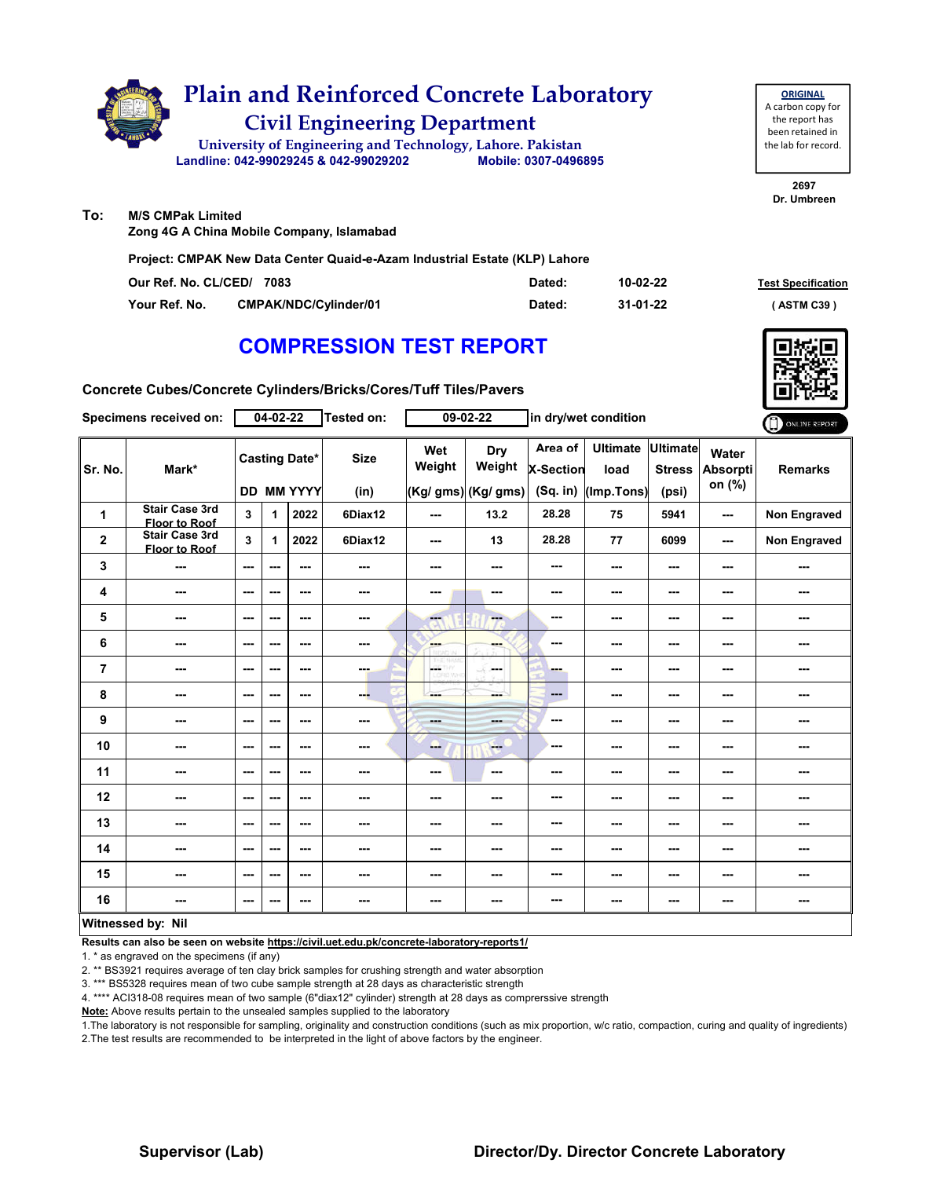# Plain and Reinforced Concrete Laboratory

## Civil Engineering Department

University of Engineering and Technology, Lahore. Pakistan

Landline: 042-99029245 & 042-99029202 Mobile: 0307-0496895

**ORIGINAL**
A carbon copy for the report has been retained in the lab for record.

2697
Dr. Umbreen

**To:** M/S CMPak Limited
Zong 4G A China Mobile Company, Islamabad

**Project: CMPAK New Data Center Quaid-e-Azam Industrial Estate (KLP) Lahore**

| | | | |
|---|---|---|---|
| Our Ref. No. CL/CED/ 7083 | | Dated: | 10-02-22 |
| Your Ref. No. | CMPAK/NDC/Cylinder/01 | Dated: | 31-01-22 |

**Test Specification**
( ASTM C39 )

# COMPRESSION TEST REPORT

**Concrete Cubes/Concrete Cylinders/Bricks/Cores/Tuff Tiles/Pavers**

**Specimens received on:** 04-02-22 **Tested on:** 09-02-22 in dry/wet condition

ONLINE REPORT

| Sr. No. | Mark* | Casting Date* DD | MM | YYYY | Size (in) | Wet Weight (Kg/ gms) | Dry Weight (Kg/ gms) | Area of X-Section (Sq. in) | Ultimate load (Imp.Tons) | Ultimate Stress (psi) | Water Absorption (%) | Remarks |
|---|---|---|---|---|---|---|---|---|---|---|---|---|
| 1 | Stair Case 3rd Floor to Roof | 3 | 1 | 2022 | 6Diax12 | --- | 13.2 | 28.28 | 75 | 5941 | --- | Non Engraved |
| 2 | Stair Case 3rd Floor to Roof | 3 | 1 | 2022 | 6Diax12 | --- | 13 | 28.28 | 77 | 6099 | --- | Non Engraved |
| 3 | --- | --- | --- | --- | --- | --- | --- | --- | --- | --- | --- | --- |
| 4 | --- | --- | --- | --- | --- | --- | --- | --- | --- | --- | --- | --- |
| 5 | --- | --- | --- | --- | --- | --- | --- | --- | --- | --- | --- | --- |
| 6 | --- | --- | --- | --- | --- | --- | --- | --- | --- | --- | --- | --- |
| 7 | --- | --- | --- | --- | --- | --- | --- | --- | --- | --- | --- | --- |
| 8 | --- | --- | --- | --- | --- | --- | --- | --- | --- | --- | --- | --- |
| 9 | --- | --- | --- | --- | --- | --- | --- | --- | --- | --- | --- | --- |
| 10 | --- | --- | --- | --- | --- | --- | --- | --- | --- | --- | --- | --- |
| 11 | --- | --- | --- | --- | --- | --- | --- | --- | --- | --- | --- | --- |
| 12 | --- | --- | --- | --- | --- | --- | --- | --- | --- | --- | --- | --- |
| 13 | --- | --- | --- | --- | --- | --- | --- | --- | --- | --- | --- | --- |
| 14 | --- | --- | --- | --- | --- | --- | --- | --- | --- | --- | --- | --- |
| 15 | --- | --- | --- | --- | --- | --- | --- | --- | --- | --- | --- | --- |
| 16 | --- | --- | --- | --- | --- | --- | --- | --- | --- | --- | --- | --- |

**Witnessed by: Nil**

**Results can also be seen on website https://civil.uet.edu.pk/concrete-laboratory-reports1/**

1. * as engraved on the specimens (if any)
2. ** BS3921 requires average of ten clay brick samples for crushing strength and water absorption
3. *** BS5328 requires mean of two cube sample strength at 28 days as characteristic strength
4. **** ACI318-08 requires mean of two sample (6"diax12" cylinder) strength at 28 days as comprerssive strength

**Note:** Above results pertain to the unsealed samples supplied to the laboratory

1.The laboratory is not responsible for sampling, originality and construction conditions (such as mix proportion, w/c ratio, compaction, curing and quality of ingredients)
2.The test results are recommended to be interpreted in the light of above factors by the engineer.

**Supervisor (Lab)** **Director/Dy. Director Concrete Laboratory**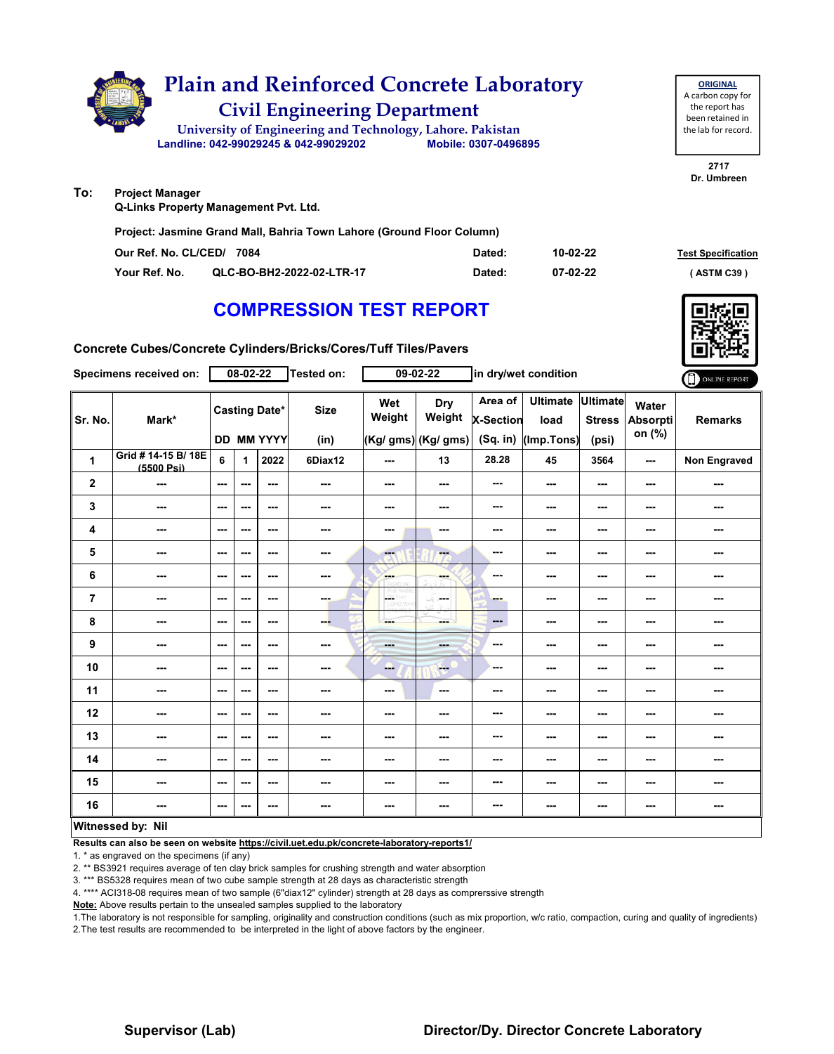# Plain and Reinforced Concrete Laboratory

## Civil Engineering Department

University of Engineering and Technology, Lahore. Pakistan

Landline: 042-99029245 & 042-99029202 Mobile: 0307-0496895

**ORIGINAL**
A carbon copy for the report has been retained in the lab for record.

2717
Dr. Umbreen

**To:** Project Manager
Q-Links Property Management Pvt. Ltd.

Project: Jasmine Grand Mall, Bahria Town Lahore (Ground Floor Column)

| | | | | |
|---|---|---|---|---|
| Our Ref. No. CL/CED/ | 7084 | Dated: | 10-02-22 | Test Specification |
| Your Ref. No. | QLC-BO-BH2-2022-02-LTR-17 | Dated: | 07-02-22 | ( ASTM C39 ) |

# COMPRESSION TEST REPORT

Concrete Cubes/Concrete Cylinders/Bricks/Cores/Tuff Tiles/Pavers

Specimens received on: 08-02-22 Tested on: 09-02-22 in dry/wet condition

| Sr. No. | Mark* | Casting Date* | | | Size | Wet Weight | Dry Weight | Area of X-Section | Ultimate load | Ultimate Stress | Water Absorption (%) | Remarks |
|---|---|---|---|---|---|---|---|---|---|---|---|---|
| | | DD | MM | YYYY | (in) | (Kg/ gms) | (Kg/ gms) | (Sq. in) | (Imp.Tons) | (psi) | | |
| 1 | Grid # 14-15 B/ 18E (5500 Psi) | 6 | 1 | 2022 | 6Diax12 | --- | 13 | 28.28 | 45 | 3564 | --- | Non Engraved |
| 2 | --- | --- | --- | --- | --- | --- | --- | --- | --- | --- | --- | --- |
| 3 | --- | --- | --- | --- | --- | --- | --- | --- | --- | --- | --- | --- |
| 4 | --- | --- | --- | --- | --- | --- | --- | --- | --- | --- | --- | --- |
| 5 | --- | --- | --- | --- | --- | --- | --- | --- | --- | --- | --- | --- |
| 6 | --- | --- | --- | --- | --- | --- | --- | --- | --- | --- | --- | --- |
| 7 | --- | --- | --- | --- | --- | --- | --- | --- | --- | --- | --- | --- |
| 8 | --- | --- | --- | --- | --- | --- | --- | --- | --- | --- | --- | --- |
| 9 | --- | --- | --- | --- | --- | --- | --- | --- | --- | --- | --- | --- |
| 10 | --- | --- | --- | --- | --- | --- | --- | --- | --- | --- | --- | --- |
| 11 | --- | --- | --- | --- | --- | --- | --- | --- | --- | --- | --- | --- |
| 12 | --- | --- | --- | --- | --- | --- | --- | --- | --- | --- | --- | --- |
| 13 | --- | --- | --- | --- | --- | --- | --- | --- | --- | --- | --- | --- |
| 14 | --- | --- | --- | --- | --- | --- | --- | --- | --- | --- | --- | --- |
| 15 | --- | --- | --- | --- | --- | --- | --- | --- | --- | --- | --- | --- |
| 16 | --- | --- | --- | --- | --- | --- | --- | --- | --- | --- | --- | --- |

**Witnessed by: Nil**

**Results can also be seen on website https://civil.uet.edu.pk/concrete-laboratory-reports1/**

1. * as engraved on the specimens (if any)
2. ** BS3921 requires average of ten clay brick samples for crushing strength and water absorption
3. *** BS5328 requires mean of two cube sample strength at 28 days as characteristic strength
4. **** ACI318-08 requires mean of two sample (6"diax12" cylinder) strength at 28 days as comprerssive strength

**Note:** Above results pertain to the unsealed samples supplied to the laboratory

1.The laboratory is not responsible for sampling, originality and construction conditions (such as mix proportion, w/c ratio, compaction, curing and quality of ingredients)
2.The test results are recommended to be interpreted in the light of above factors by the engineer.

**Supervisor (Lab)** **Director/Dy. Director Concrete Laboratory**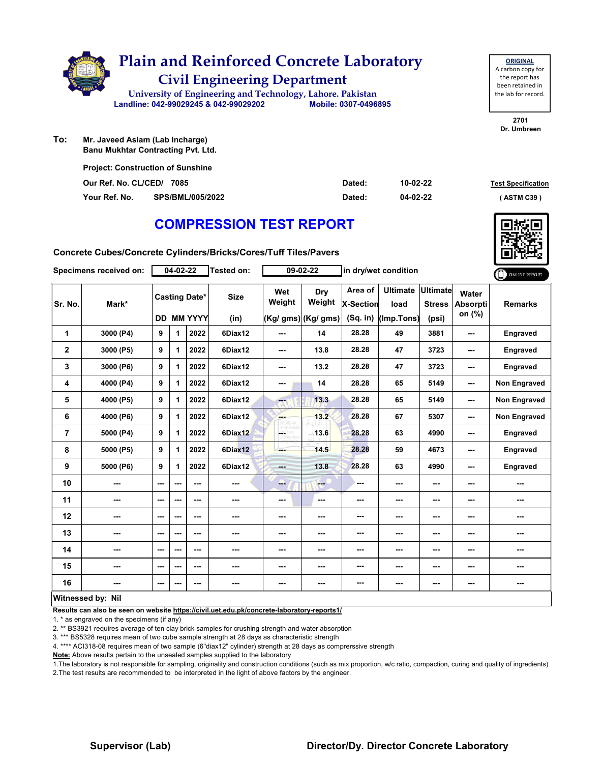# Plain and Reinforced Concrete Laboratory

## Civil Engineering Department

University of Engineering and Technology, Lahore. Pakistan

Landline: 042-99029245 & 042-99029202 Mobile: 0307-0496895

**ORIGINAL**
A carbon copy for the report has been retained in the lab for record.

2701
Dr. Umbreen

**To:** Mr. Javeed Aslam (Lab Incharge)
Banu Mukhtar Contracting Pvt. Ltd.

Project: Construction of Sunshine

| | | | |
|---|---|---|---|
| Our Ref. No. CL/CED/ 7085 | Dated: | 10-02-22 | Test Specification |
| Your Ref. No. SPS/BML/005/2022 | Dated: | 04-02-22 | ( ASTM C39 ) |

# COMPRESSION TEST REPORT

**Concrete Cubes/Concrete Cylinders/Bricks/Cores/Tuff Tiles/Pavers**

Specimens received on: 04-02-22 Tested on: 09-02-22 in dry/wet condition

ONLINE REPORT

| Sr. No. | Mark* | Casting Date* | | | Size | Wet Weight | Dry Weight | Area of X-Section | Ultimate load | Ultimate Stress | Water Absorption (%) | Remarks |
|---|---|---|---|---|---|---|---|---|---|---|---|---|
| | | DD | MM | YYYY | (in) | (Kg/ gms) | (Kg/ gms) | (Sq. in) | (Imp.Tons) | (psi) | | |
| 1 | 3000 (P4) | 9 | 1 | 2022 | 6Diax12 | --- | 14 | 28.28 | 49 | 3881 | --- | Engraved |
| 2 | 3000 (P5) | 9 | 1 | 2022 | 6Diax12 | --- | 13.8 | 28.28 | 47 | 3723 | --- | Engraved |
| 3 | 3000 (P6) | 9 | 1 | 2022 | 6Diax12 | --- | 13.2 | 28.28 | 47 | 3723 | --- | Engraved |
| 4 | 4000 (P4) | 9 | 1 | 2022 | 6Diax12 | --- | 14 | 28.28 | 65 | 5149 | --- | Non Engraved |
| 5 | 4000 (P5) | 9 | 1 | 2022 | 6Diax12 | --- | 13.3 | 28.28 | 65 | 5149 | --- | Non Engraved |
| 6 | 4000 (P6) | 9 | 1 | 2022 | 6Diax12 | --- | 13.2 | 28.28 | 67 | 5307 | --- | Non Engraved |
| 7 | 5000 (P4) | 9 | 1 | 2022 | 6Diax12 | --- | 13.6 | 28.28 | 63 | 4990 | --- | Engraved |
| 8 | 5000 (P5) | 9 | 1 | 2022 | 6Diax12 | --- | 14.5 | 28.28 | 59 | 4673 | --- | Engraved |
| 9 | 5000 (P6) | 9 | 1 | 2022 | 6Diax12 | --- | 13.8 | 28.28 | 63 | 4990 | --- | Engraved |
| 10 | --- | --- | --- | --- | --- | --- | --- | --- | --- | --- | --- | --- |
| 11 | --- | --- | --- | --- | --- | --- | --- | --- | --- | --- | --- | --- |
| 12 | --- | --- | --- | --- | --- | --- | --- | --- | --- | --- | --- | --- |
| 13 | --- | --- | --- | --- | --- | --- | --- | --- | --- | --- | --- | --- |
| 14 | --- | --- | --- | --- | --- | --- | --- | --- | --- | --- | --- | --- |
| 15 | --- | --- | --- | --- | --- | --- | --- | --- | --- | --- | --- | --- |
| 16 | --- | --- | --- | --- | --- | --- | --- | --- | --- | --- | --- | --- |

**Witnessed by: Nil**

**Results can also be seen on website https://civil.uet.edu.pk/concrete-laboratory-reports1/**

1. * as engraved on the specimens (if any)
2. ** BS3921 requires average of ten clay brick samples for crushing strength and water absorption
3. *** BS5328 requires mean of two cube sample strength at 28 days as characteristic strength
4. **** ACI318-08 requires mean of two sample (6"diax12" cylinder) strength at 28 days as comprerssive strength

**Note:** Above results pertain to the unsealed samples supplied to the laboratory

1.The laboratory is not responsible for sampling, originality and construction conditions (such as mix proportion, w/c ratio, compaction, curing and quality of ingredients)
2.The test results are recommended to be interpreted in the light of above factors by the engineer.

**Supervisor (Lab)** **Director/Dy. Director Concrete Laboratory**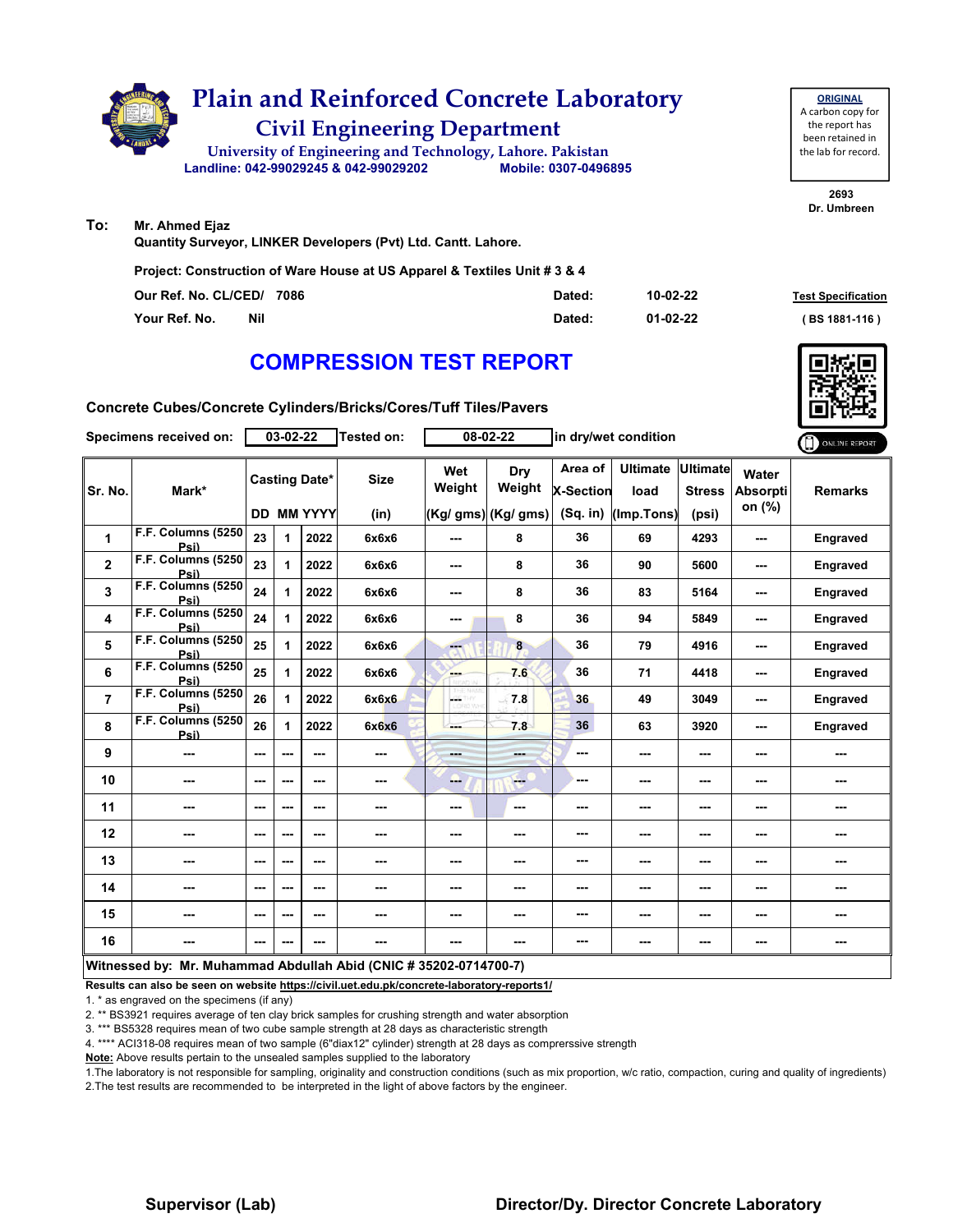# Plain and Reinforced Concrete Laboratory

## Civil Engineering Department

University of Engineering and Technology, Lahore. Pakistan

Landline: 042-99029245 & 042-99029202 Mobile: 0307-0496895

**ORIGINAL**
A carbon copy for the report has been retained in the lab for record.

2693
Dr. Umbreen

**To:** Mr. Ahmed Ejaz
Quantity Surveyor, LINKER Developers (Pvt) Ltd. Cantt. Lahore.

Project: Construction of Ware House at US Apparel & Textiles Unit # 3 & 4

Our Ref. No. CL/CED/ 7086 Dated: 10-02-22

Your Ref. No. Nil Dated: 01-02-22

Test Specification ( BS 1881-116 )

## COMPRESSION TEST REPORT

Concrete Cubes/Concrete Cylinders/Bricks/Cores/Tuff Tiles/Pavers

Specimens received on: 03-02-22 Tested on: 08-02-22 in dry/wet condition

| Sr. No. | Mark* | Casting Date* DD | MM | YYYY | Size (in) | Wet Weight (Kg/ gms) | Dry Weight (Kg/ gms) | Area of X-Section (Sq. in) | Ultimate load (Imp.Tons) | Ultimate Stress (psi) | Water Absorption (%) | Remarks |
|---|---|---|---|---|---|---|---|---|---|---|---|---|
| 1 | F.F. Columns (5250 Psi) | 23 | 1 | 2022 | 6x6x6 | --- | 8 | 36 | 69 | 4293 | --- | Engraved |
| 2 | F.F. Columns (5250 Psi) | 23 | 1 | 2022 | 6x6x6 | --- | 8 | 36 | 90 | 5600 | --- | Engraved |
| 3 | F.F. Columns (5250 Psi) | 24 | 1 | 2022 | 6x6x6 | --- | 8 | 36 | 83 | 5164 | --- | Engraved |
| 4 | F.F. Columns (5250 Psi) | 24 | 1 | 2022 | 6x6x6 | --- | 8 | 36 | 94 | 5849 | --- | Engraved |
| 5 | F.F. Columns (5250 Psi) | 25 | 1 | 2022 | 6x6x6 | --- | 8 | 36 | 79 | 4916 | --- | Engraved |
| 6 | F.F. Columns (5250 Psi) | 25 | 1 | 2022 | 6x6x6 | --- | 7.6 | 36 | 71 | 4418 | --- | Engraved |
| 7 | F.F. Columns (5250 Psi) | 26 | 1 | 2022 | 6x6x6 | --- | 7.8 | 36 | 49 | 3049 | --- | Engraved |
| 8 | F.F. Columns (5250 Psi) | 26 | 1 | 2022 | 6x6x6 | --- | 7.8 | 36 | 63 | 3920 | --- | Engraved |
| 9 | --- | --- | --- | --- | --- | --- | --- | --- | --- | --- | --- | --- |
| 10 | --- | --- | --- | --- | --- | --- | --- | --- | --- | --- | --- | --- |
| 11 | --- | --- | --- | --- | --- | --- | --- | --- | --- | --- | --- | --- |
| 12 | --- | --- | --- | --- | --- | --- | --- | --- | --- | --- | --- | --- |
| 13 | --- | --- | --- | --- | --- | --- | --- | --- | --- | --- | --- | --- |
| 14 | --- | --- | --- | --- | --- | --- | --- | --- | --- | --- | --- | --- |
| 15 | --- | --- | --- | --- | --- | --- | --- | --- | --- | --- | --- | --- |
| 16 | --- | --- | --- | --- | --- | --- | --- | --- | --- | --- | --- | --- |

**Witnessed by: Mr. Muhammad Abdullah Abid (CNIC # 35202-0714700-7)**

**Results can also be seen on website https://civil.uet.edu.pk/concrete-laboratory-reports1/**

1. * as engraved on the specimens (if any)
2. ** BS3921 requires average of ten clay brick samples for crushing strength and water absorption
3. *** BS5328 requires mean of two cube sample strength at 28 days as characteristic strength
4. **** ACI318-08 requires mean of two sample (6"diax12" cylinder) strength at 28 days as comprerssive strength

**Note:** Above results pertain to the unsealed samples supplied to the laboratory

1. The laboratory is not responsible for sampling, originality and construction conditions (such as mix proportion, w/c ratio, compaction, curing and quality of ingredients)
2. The test results are recommended to be interpreted in the light of above factors by the engineer.

**Supervisor (Lab)** **Director/Dy. Director Concrete Laboratory**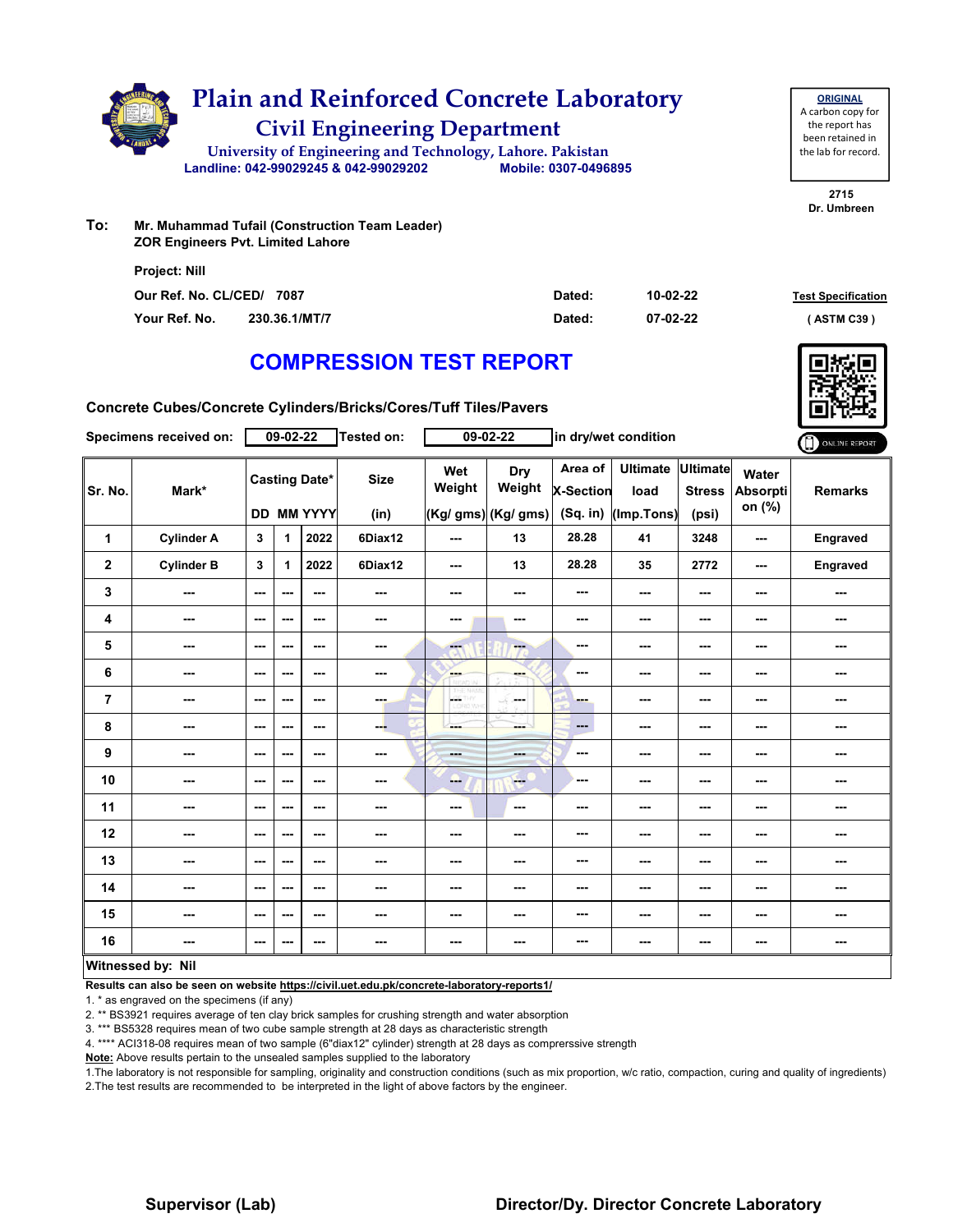# Plain and Reinforced Concrete Laboratory

## Civil Engineering Department

University of Engineering and Technology, Lahore. Pakistan

Landline: 042-99029245 & 042-99029202 Mobile: 0307-0496895

**ORIGINAL**
A carbon copy for the report has been retained in the lab for record.

2715
Dr. Umbreen

**To:** Mr. Muhammad Tufail (Construction Team Leader)
ZOR Engineers Pvt. Limited Lahore

Project: Nill

Our Ref. No. CL/CED/ 7087 Dated: 10-02-22

Your Ref. No. 230.36.1/MT/7 Dated: 07-02-22

**Test Specification** ( ASTM C39 )

# COMPRESSION TEST REPORT

**Concrete Cubes/Concrete Cylinders/Bricks/Cores/Tuff Tiles/Pavers**

Specimens received on: 09-02-22 Tested on: 09-02-22 in dry/wet condition

| Sr. No. | Mark* | Casting Date* | | | Size | Wet Weight | Dry Weight | Area of X-Section | Ultimate load | Ultimate Stress | Water Absorption (%) | Remarks |
|---|---|---|---|---|---|---|---|---|---|---|---|---|
| | | DD | MM | YYYY | (in) | (Kg/ gms) | (Kg/ gms) | (Sq. in) | (Imp.Tons) | (psi) | | |
| 1 | Cylinder A | 3 | 1 | 2022 | 6Diax12 | --- | 13 | 28.28 | 41 | 3248 | --- | Engraved |
| 2 | Cylinder B | 3 | 1 | 2022 | 6Diax12 | --- | 13 | 28.28 | 35 | 2772 | --- | Engraved |
| 3 | --- | --- | --- | --- | --- | --- | --- | --- | --- | --- | --- | --- |
| 4 | --- | --- | --- | --- | --- | --- | --- | --- | --- | --- | --- | --- |
| 5 | --- | --- | --- | --- | --- | --- | --- | --- | --- | --- | --- | --- |
| 6 | --- | --- | --- | --- | --- | --- | --- | --- | --- | --- | --- | --- |
| 7 | --- | --- | --- | --- | --- | --- | --- | --- | --- | --- | --- | --- |
| 8 | --- | --- | --- | --- | --- | --- | --- | --- | --- | --- | --- | --- |
| 9 | --- | --- | --- | --- | --- | --- | --- | --- | --- | --- | --- | --- |
| 10 | --- | --- | --- | --- | --- | --- | --- | --- | --- | --- | --- | --- |
| 11 | --- | --- | --- | --- | --- | --- | --- | --- | --- | --- | --- | --- |
| 12 | --- | --- | --- | --- | --- | --- | --- | --- | --- | --- | --- | --- |
| 13 | --- | --- | --- | --- | --- | --- | --- | --- | --- | --- | --- | --- |
| 14 | --- | --- | --- | --- | --- | --- | --- | --- | --- | --- | --- | --- |
| 15 | --- | --- | --- | --- | --- | --- | --- | --- | --- | --- | --- | --- |
| 16 | --- | --- | --- | --- | --- | --- | --- | --- | --- | --- | --- | --- |

**Witnessed by: Nil**

**Results can also be seen on website https://civil.uet.edu.pk/concrete-laboratory-reports1/**

1. * as engraved on the specimens (if any)
2. ** BS3921 requires average of ten clay brick samples for crushing strength and water absorption
3. *** BS5328 requires mean of two cube sample strength at 28 days as characteristic strength
4. **** ACI318-08 requires mean of two sample (6"diax12" cylinder) strength at 28 days as comprerssive strength

**Note:** Above results pertain to the unsealed samples supplied to the laboratory

1. The laboratory is not responsible for sampling, originality and construction conditions (such as mix proportion, w/c ratio, compaction, curing and quality of ingredients)
2. The test results are recommended to be interpreted in the light of above factors by the engineer.

**Supervisor (Lab)** **Director/Dy. Director Concrete Laboratory**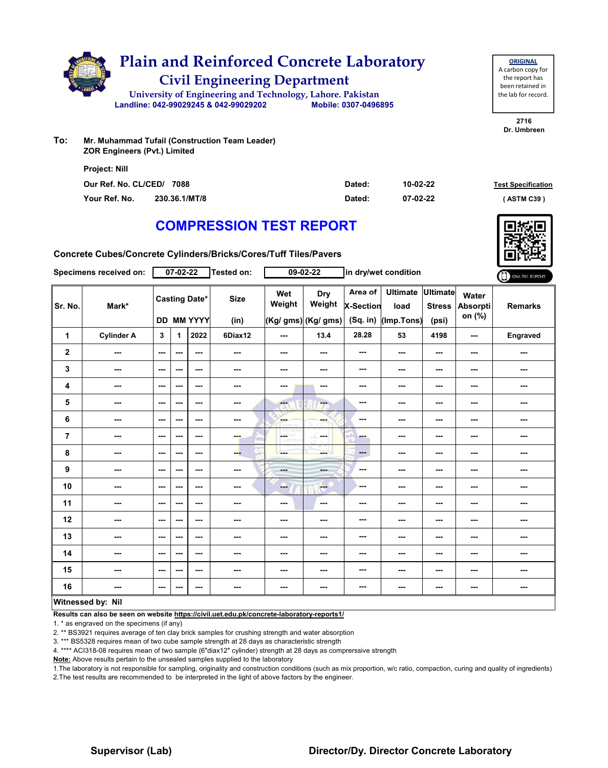# Plain and Reinforced Concrete Laboratory

## Civil Engineering Department

University of Engineering and Technology, Lahore. Pakistan

Landline: 042-99029245 & 042-99029202 Mobile: 0307-0496895

**ORIGINAL**
A carbon copy for the report has been retained in the lab for record.

2716
Dr. Umbreen

**To:** Mr. Muhammad Tufail (Construction Team Leader)
ZOR Engineers (Pvt.) Limited

Project: Nill

| | | | |
|---|---|---|---|
| Our Ref. No. CL/CED/ 7088 | Dated: | 10-02-22 | **Test Specification** |
| Your Ref. No. 230.36.1/MT/8 | Dated: | 07-02-22 | ( ASTM C39 ) |

# COMPRESSION TEST REPORT

**Concrete Cubes/Concrete Cylinders/Bricks/Cores/Tuff Tiles/Pavers**

Specimens received on: 07-02-22 Tested on: 09-02-22 in dry/wet condition

ONLINE REPORT

| Sr. No. | Mark* | Casting Date* DD | MM | YYYY | Size (in) | Wet Weight (Kg/ gms) | Dry Weight (Kg/ gms) | Area of X-Section (Sq. in) | Ultimate load (Imp.Tons) | Ultimate Stress (psi) | Water Absorption (%) | Remarks |
|---|---|---|---|---|---|---|---|---|---|---|---|---|
| 1 | Cylinder A | 3 | 1 | 2022 | 6Diax12 | --- | 13.4 | 28.28 | 53 | 4198 | --- | Engraved |
| 2 | --- | --- | --- | --- | --- | --- | --- | --- | --- | --- | --- | --- |
| 3 | --- | --- | --- | --- | --- | --- | --- | --- | --- | --- | --- | --- |
| 4 | --- | --- | --- | --- | --- | --- | --- | --- | --- | --- | --- | --- |
| 5 | --- | --- | --- | --- | --- | --- | --- | --- | --- | --- | --- | --- |
| 6 | --- | --- | --- | --- | --- | --- | --- | --- | --- | --- | --- | --- |
| 7 | --- | --- | --- | --- | --- | --- | --- | --- | --- | --- | --- | --- |
| 8 | --- | --- | --- | --- | --- | --- | --- | --- | --- | --- | --- | --- |
| 9 | --- | --- | --- | --- | --- | --- | --- | --- | --- | --- | --- | --- |
| 10 | --- | --- | --- | --- | --- | --- | --- | --- | --- | --- | --- | --- |
| 11 | --- | --- | --- | --- | --- | --- | --- | --- | --- | --- | --- | --- |
| 12 | --- | --- | --- | --- | --- | --- | --- | --- | --- | --- | --- | --- |
| 13 | --- | --- | --- | --- | --- | --- | --- | --- | --- | --- | --- | --- |
| 14 | --- | --- | --- | --- | --- | --- | --- | --- | --- | --- | --- | --- |
| 15 | --- | --- | --- | --- | --- | --- | --- | --- | --- | --- | --- | --- |
| 16 | --- | --- | --- | --- | --- | --- | --- | --- | --- | --- | --- | --- |

**Witnessed by: Nil**

**Results can also be seen on website https://civil.uet.edu.pk/concrete-laboratory-reports1/**

1. * as engraved on the specimens (if any)
2. ** BS3921 requires average of ten clay brick samples for crushing strength and water absorption
3. *** BS5328 requires mean of two cube sample strength at 28 days as characteristic strength
4. **** ACI318-08 requires mean of two sample (6"diax12" cylinder) strength at 28 days as comprerssive strength

**Note:** Above results pertain to the unsealed samples supplied to the laboratory

1. The laboratory is not responsible for sampling, originality and construction conditions (such as mix proportion, w/c ratio, compaction, curing and quality of ingredients)
2. The test results are recommended to be interpreted in the light of above factors by the engineer.

**Supervisor (Lab)** **Director/Dy. Director Concrete Laboratory**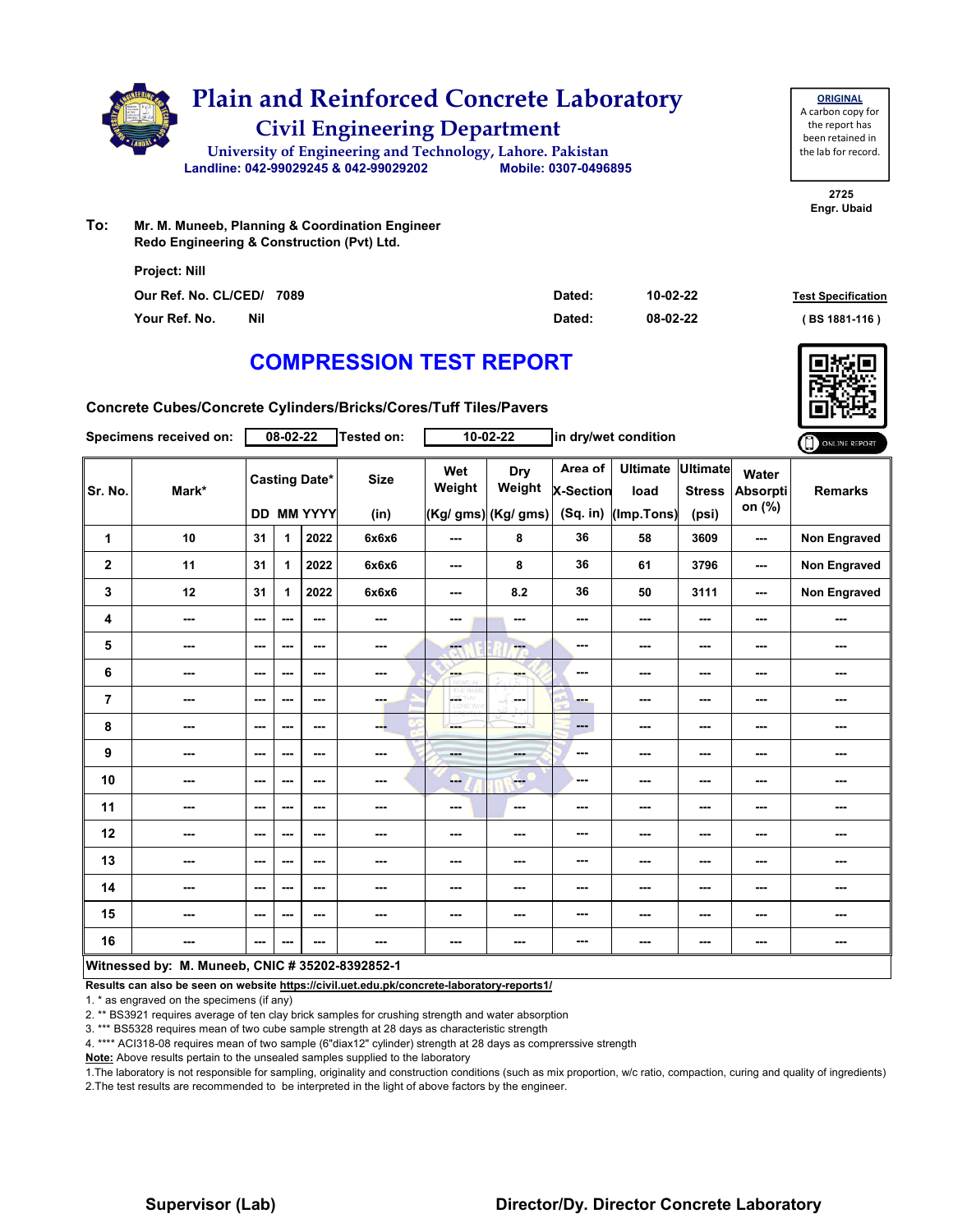# Plain and Reinforced Concrete Laboratory

## Civil Engineering Department

University of Engineering and Technology, Lahore. Pakistan

Landline: 042-99029245 & 042-99029202 Mobile: 0307-0496895

**ORIGINAL**
A carbon copy for the report has been retained in the lab for record.

2725
Engr. Ubaid

**To:** Mr. M. Muneeb, Planning & Coordination Engineer
Redo Engineering & Construction (Pvt) Ltd.

Project: Nill

Our Ref. No. CL/CED/ 7089 Dated: 10-02-22

Your Ref. No. Nil Dated: 08-02-22

Test Specification (BS 1881-116)

# COMPRESSION TEST REPORT

**Concrete Cubes/Concrete Cylinders/Bricks/Cores/Tuff Tiles/Pavers**

Specimens received on: 08-02-22 Tested on: 10-02-22 in dry/wet condition

ONLINE REPORT

| Sr. No. | Mark* | Casting Date* | | | Size | Wet Weight | Dry Weight | Area of X-Section | Ultimate load | Ultimate Stress | Water Absorption (%) | Remarks |
|---|---|---|---|---|---|---|---|---|---|---|---|---|
| | | DD | MM | YYYY | (in) | (Kg/ gms) | (Kg/ gms) | (Sq. in) | (Imp.Tons) | (psi) | | |
| 1 | 10 | 31 | 1 | 2022 | 6x6x6 | --- | 8 | 36 | 58 | 3609 | --- | Non Engraved |
| 2 | 11 | 31 | 1 | 2022 | 6x6x6 | --- | 8 | 36 | 61 | 3796 | --- | Non Engraved |
| 3 | 12 | 31 | 1 | 2022 | 6x6x6 | --- | 8.2 | 36 | 50 | 3111 | --- | Non Engraved |
| 4 | --- | --- | --- | --- | --- | --- | --- | --- | --- | --- | --- | --- |
| 5 | --- | --- | --- | --- | --- | --- | --- | --- | --- | --- | --- | --- |
| 6 | --- | --- | --- | --- | --- | --- | --- | --- | --- | --- | --- | --- |
| 7 | --- | --- | --- | --- | --- | --- | --- | --- | --- | --- | --- | --- |
| 8 | --- | --- | --- | --- | --- | --- | --- | --- | --- | --- | --- | --- |
| 9 | --- | --- | --- | --- | --- | --- | --- | --- | --- | --- | --- | --- |
| 10 | --- | --- | --- | --- | --- | --- | --- | --- | --- | --- | --- | --- |
| 11 | --- | --- | --- | --- | --- | --- | --- | --- | --- | --- | --- | --- |
| 12 | --- | --- | --- | --- | --- | --- | --- | --- | --- | --- | --- | --- |
| 13 | --- | --- | --- | --- | --- | --- | --- | --- | --- | --- | --- | --- |
| 14 | --- | --- | --- | --- | --- | --- | --- | --- | --- | --- | --- | --- |
| 15 | --- | --- | --- | --- | --- | --- | --- | --- | --- | --- | --- | --- |
| 16 | --- | --- | --- | --- | --- | --- | --- | --- | --- | --- | --- | --- |

**Witnessed by: M. Muneeb, CNIC # 35202-8392852-1**

**Results can also be seen on website https://civil.uet.edu.pk/concrete-laboratory-reports1/**

1. * as engraved on the specimens (if any)
2. ** BS3921 requires average of ten clay brick samples for crushing strength and water absorption
3. *** BS5328 requires mean of two cube sample strength at 28 days as characteristic strength
4. **** ACI318-08 requires mean of two sample (6"diax12" cylinder) strength at 28 days as comprerssive strength

**Note:** Above results pertain to the unsealed samples supplied to the laboratory

1.The laboratory is not responsible for sampling, originality and construction conditions (such as mix proportion, w/c ratio, compaction, curing and quality of ingredients)
2.The test results are recommended to be interpreted in the light of above factors by the engineer.

**Supervisor (Lab)** **Director/Dy. Director Concrete Laboratory**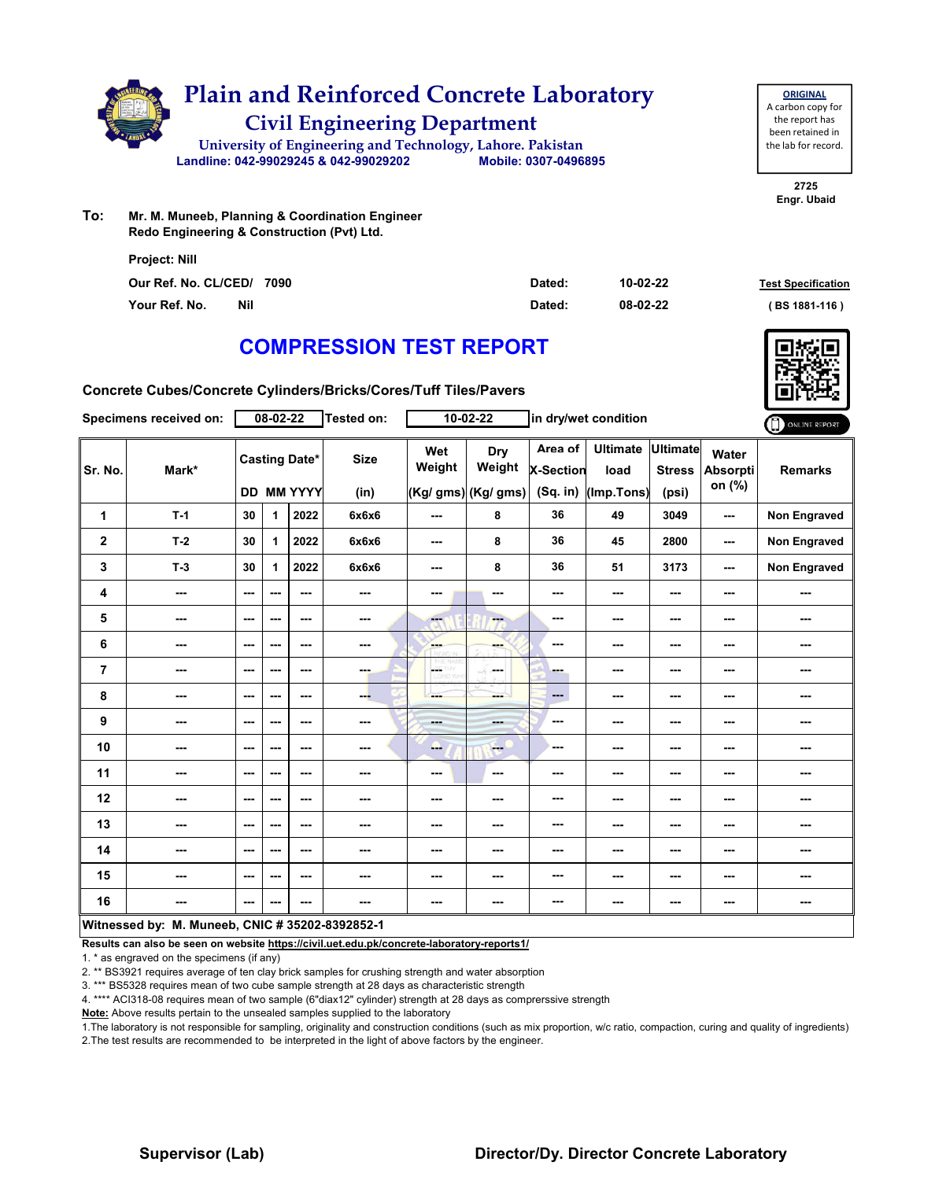# Plain and Reinforced Concrete Laboratory

## Civil Engineering Department

University of Engineering and Technology, Lahore. Pakistan

Landline: 042-99029245 & 042-99029202 Mobile: 0307-0496895

**ORIGINAL**
A carbon copy for the report has been retained in the lab for record.

2725
Engr. Ubaid

**To:** Mr. M. Muneeb, Planning & Coordination Engineer
Redo Engineering & Construction (Pvt) Ltd.

Project: Nill

Our Ref. No. CL/CED/ 7090 Dated: 10-02-22

Your Ref. No. Nil Dated: 08-02-22

Test Specification ( BS 1881-116 )

## COMPRESSION TEST REPORT

Concrete Cubes/Concrete Cylinders/Bricks/Cores/Tuff Tiles/Pavers

Specimens received on: 08-02-22 Tested on: 10-02-22 in dry/wet condition

ONLINE REPORT

| Sr. No. | Mark* | Casting Date* DD | MM | YYYY | Size (in) | Wet Weight (Kg/ gms) | Dry Weight (Kg/ gms) | Area of X-Section (Sq. in) | Ultimate load (Imp.Tons) | Ultimate Stress (psi) | Water Absorption (%) | Remarks |
|---|---|---|---|---|---|---|---|---|---|---|---|---|
| 1 | T-1 | 30 | 1 | 2022 | 6x6x6 | --- | 8 | 36 | 49 | 3049 | --- | Non Engraved |
| 2 | T-2 | 30 | 1 | 2022 | 6x6x6 | --- | 8 | 36 | 45 | 2800 | --- | Non Engraved |
| 3 | T-3 | 30 | 1 | 2022 | 6x6x6 | --- | 8 | 36 | 51 | 3173 | --- | Non Engraved |
| 4 | --- | --- | --- | --- | --- | --- | --- | --- | --- | --- | --- | --- |
| 5 | --- | --- | --- | --- | --- | --- | --- | --- | --- | --- | --- | --- |
| 6 | --- | --- | --- | --- | --- | --- | --- | --- | --- | --- | --- | --- |
| 7 | --- | --- | --- | --- | --- | --- | --- | --- | --- | --- | --- | --- |
| 8 | --- | --- | --- | --- | --- | --- | --- | --- | --- | --- | --- | --- |
| 9 | --- | --- | --- | --- | --- | --- | --- | --- | --- | --- | --- | --- |
| 10 | --- | --- | --- | --- | --- | --- | --- | --- | --- | --- | --- | --- |
| 11 | --- | --- | --- | --- | --- | --- | --- | --- | --- | --- | --- | --- |
| 12 | --- | --- | --- | --- | --- | --- | --- | --- | --- | --- | --- | --- |
| 13 | --- | --- | --- | --- | --- | --- | --- | --- | --- | --- | --- | --- |
| 14 | --- | --- | --- | --- | --- | --- | --- | --- | --- | --- | --- | --- |
| 15 | --- | --- | --- | --- | --- | --- | --- | --- | --- | --- | --- | --- |
| 16 | --- | --- | --- | --- | --- | --- | --- | --- | --- | --- | --- | --- |

**Witnessed by: M. Muneeb, CNIC # 35202-8392852-1**

**Results can also be seen on website https://civil.uet.edu.pk/concrete-laboratory-reports1/**

1. * as engraved on the specimens (if any)
2. ** BS3921 requires average of ten clay brick samples for crushing strength and water absorption
3. *** BS5328 requires mean of two cube sample strength at 28 days as characteristic strength
4. **** ACI318-08 requires mean of two sample (6"diax12" cylinder) strength at 28 days as comprerssive strength

**Note:** Above results pertain to the unsealed samples supplied to the laboratory

1.The laboratory is not responsible for sampling, originality and construction conditions (such as mix proportion, w/c ratio, compaction, curing and quality of ingredients)
2.The test results are recommended to be interpreted in the light of above factors by the engineer.

**Supervisor (Lab)** **Director/Dy. Director Concrete Laboratory**